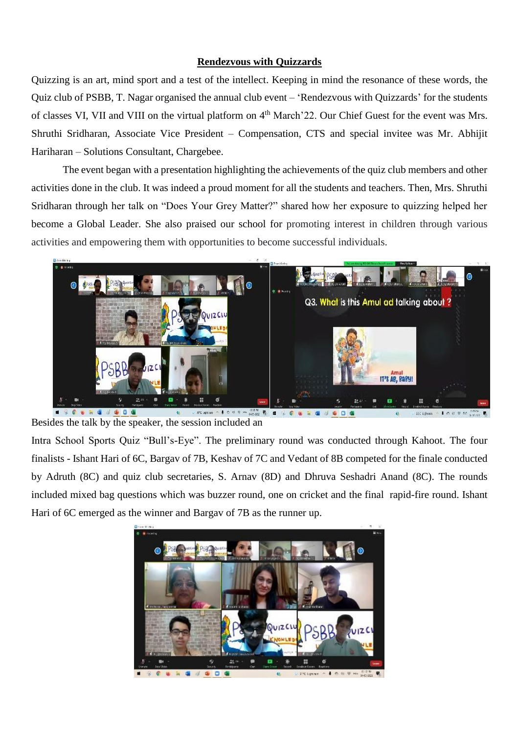# Rendezvous with Quizzards

Quizzing is an art, mind sport and a test of the intellect. Keeping in mind the resonance of these words, the Quiz club of PSBB, T. Nagar organised the annual club event – 'Rendezvous with Quizzards' for the students of classes VI, VII and VIII on the virtual platform on 4th March'22. Our Chief Guest for the event was Mrs. Shruthi Sridharan, Associate Vice President – Compensation, CTS and special invitee was Mr. Abhijit Hariharan – Solutions Consultant, Chargebee.

The event began with a presentation highlighting the achievements of the quiz club members and other activities done in the club. It was indeed a proud moment for all the students and teachers. Then, Mrs. Shruthi Sridharan through her talk on "Does Your Grey Matter?" shared how her exposure to quizzing helped her become a Global Leader. She also praised our school for promoting interest in children through various activities and empowering them with opportunities to become successful individuals.

Besides the talk by the speaker, the session included an Intra School Sports Quiz "Bull's-Eye". The preliminary round was conducted through Kahoot. The four finalists - Ishant Hari of 6C, Bargav of 7B, Keshav of 7C and Vedant of 8B competed for the finale conducted by Adruth (8C) and quiz club secretaries, S. Arnav (8D) and Dhruva Seshadri Anand (8C). The rounds included mixed bag questions which was buzzer round, one on cricket and the final rapid-fire round. Ishant Hari of 6C emerged as the winner and Bargav of 7B as the runner up.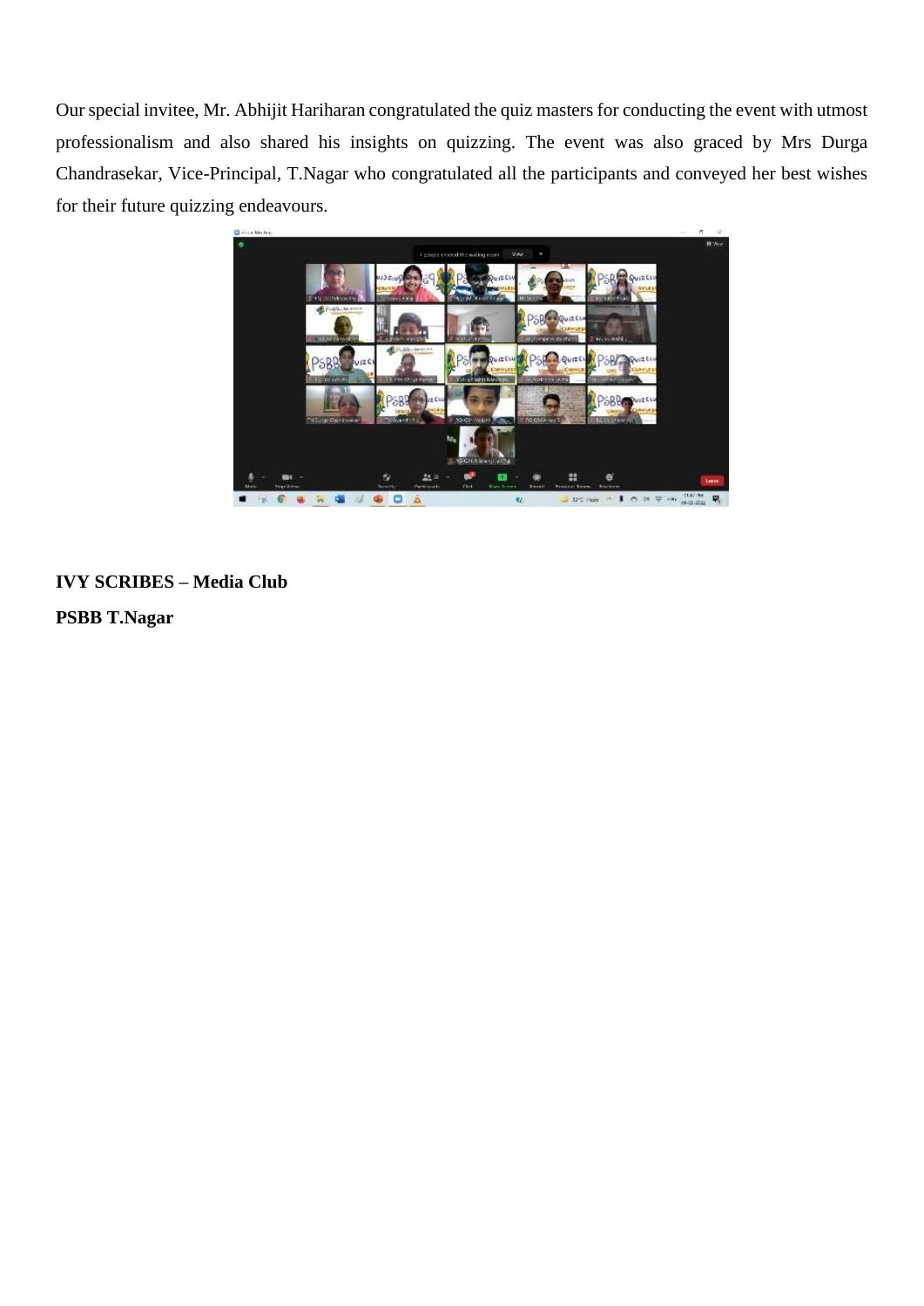Our special invitee, Mr. Abhijit Hariharan congratulated the quiz masters for conducting the event with utmost professionalism and also shared his insights on quizzing. The event was also graced by Mrs Durga Chandrasekar, Vice-Principal, T.Nagar who congratulated all the participants and conveyed her best wishes for their future quizzing endeavours.

**IVY SCRIBES – Media Club**

**PSBB T.Nagar**